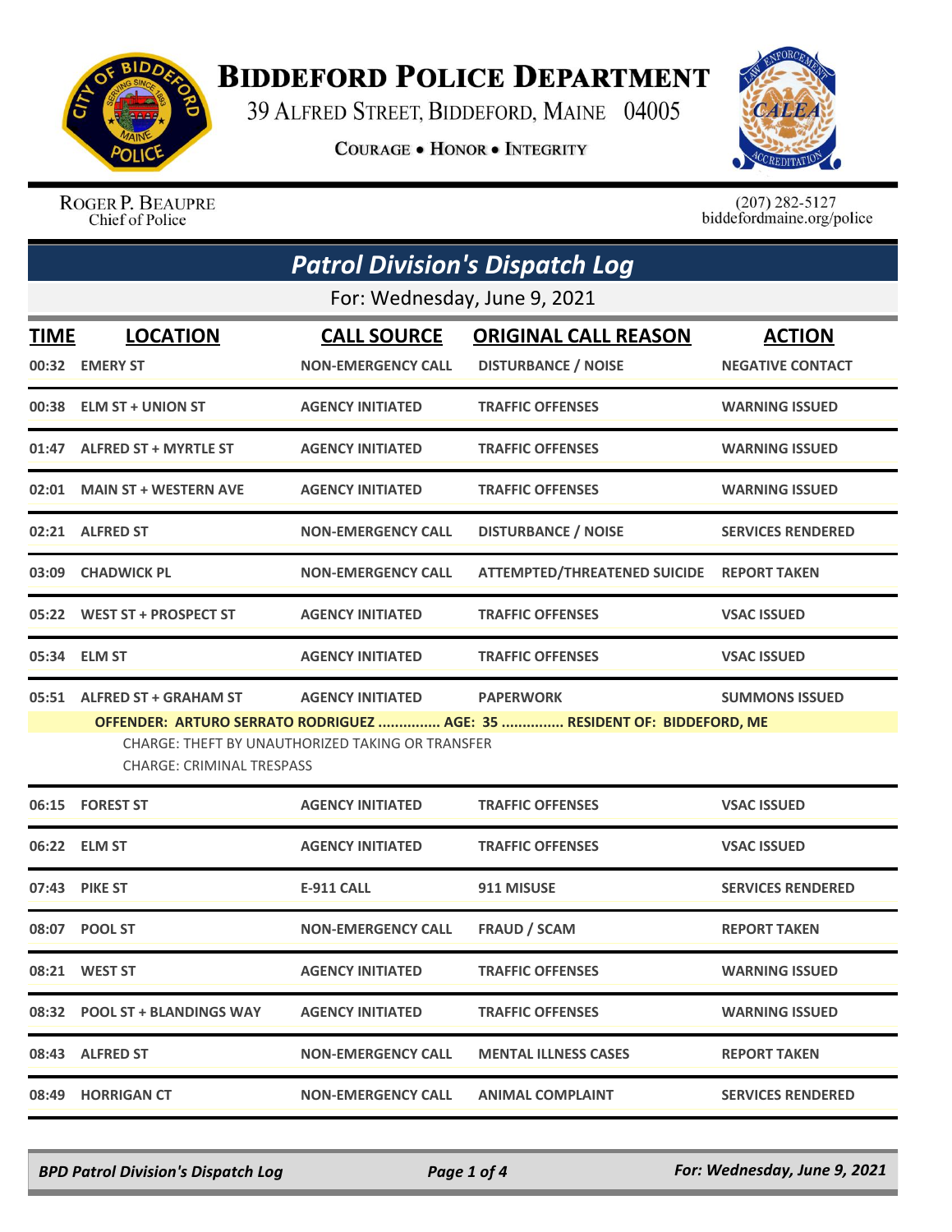# Biddeford Police Department

39 Alfred Street, Biddeford, Maine 04005

**Courage • Honor • Integrity**

Roger P. Beaupre
Chief of Police

(207) 282-5127
biddefordmaine.org/police

## *Patrol Division's Dispatch Log*

For: Wednesday, June 9, 2021

| TIME | LOCATION | CALL SOURCE | ORIGINAL CALL REASON | ACTION |
|---|---|---|---|---|
| 00:32 | EMERY ST | NON-EMERGENCY CALL | DISTURBANCE / NOISE | NEGATIVE CONTACT |
| 00:38 | ELM ST + UNION ST | AGENCY INITIATED | TRAFFIC OFFENSES | WARNING ISSUED |
| 01:47 | ALFRED ST + MYRTLE ST | AGENCY INITIATED | TRAFFIC OFFENSES | WARNING ISSUED |
| 02:01 | MAIN ST + WESTERN AVE | AGENCY INITIATED | TRAFFIC OFFENSES | WARNING ISSUED |
| 02:21 | ALFRED ST | NON-EMERGENCY CALL | DISTURBANCE / NOISE | SERVICES RENDERED |
| 03:09 | CHADWICK PL | NON-EMERGENCY CALL | ATTEMPTED/THREATENED SUICIDE | REPORT TAKEN |
| 05:22 | WEST ST + PROSPECT ST | AGENCY INITIATED | TRAFFIC OFFENSES | VSAC ISSUED |
| 05:34 | ELM ST | AGENCY INITIATED | TRAFFIC OFFENSES | VSAC ISSUED |
| 05:51 | ALFRED ST + GRAHAM ST | AGENCY INITIATED | PAPERWORK | SUMMONS ISSUED |

**OFFENDER: ARTURO SERRATO RODRIGUEZ ............... AGE: 35 ............... RESIDENT OF: BIDDEFORD, ME**

CHARGE: THEFT BY UNAUTHORIZED TAKING OR TRANSFER
CHARGE: CRIMINAL TRESPASS

| TIME | LOCATION | CALL SOURCE | ORIGINAL CALL REASON | ACTION |
|---|---|---|---|---|
| 06:15 | FOREST ST | AGENCY INITIATED | TRAFFIC OFFENSES | VSAC ISSUED |
| 06:22 | ELM ST | AGENCY INITIATED | TRAFFIC OFFENSES | VSAC ISSUED |
| 07:43 | PIKE ST | E-911 CALL | 911 MISUSE | SERVICES RENDERED |
| 08:07 | POOL ST | NON-EMERGENCY CALL | FRAUD / SCAM | REPORT TAKEN |
| 08:21 | WEST ST | AGENCY INITIATED | TRAFFIC OFFENSES | WARNING ISSUED |
| 08:32 | POOL ST + BLANDINGS WAY | AGENCY INITIATED | TRAFFIC OFFENSES | WARNING ISSUED |
| 08:43 | ALFRED ST | NON-EMERGENCY CALL | MENTAL ILLNESS CASES | REPORT TAKEN |
| 08:49 | HORRIGAN CT | NON-EMERGENCY CALL | ANIMAL COMPLAINT | SERVICES RENDERED |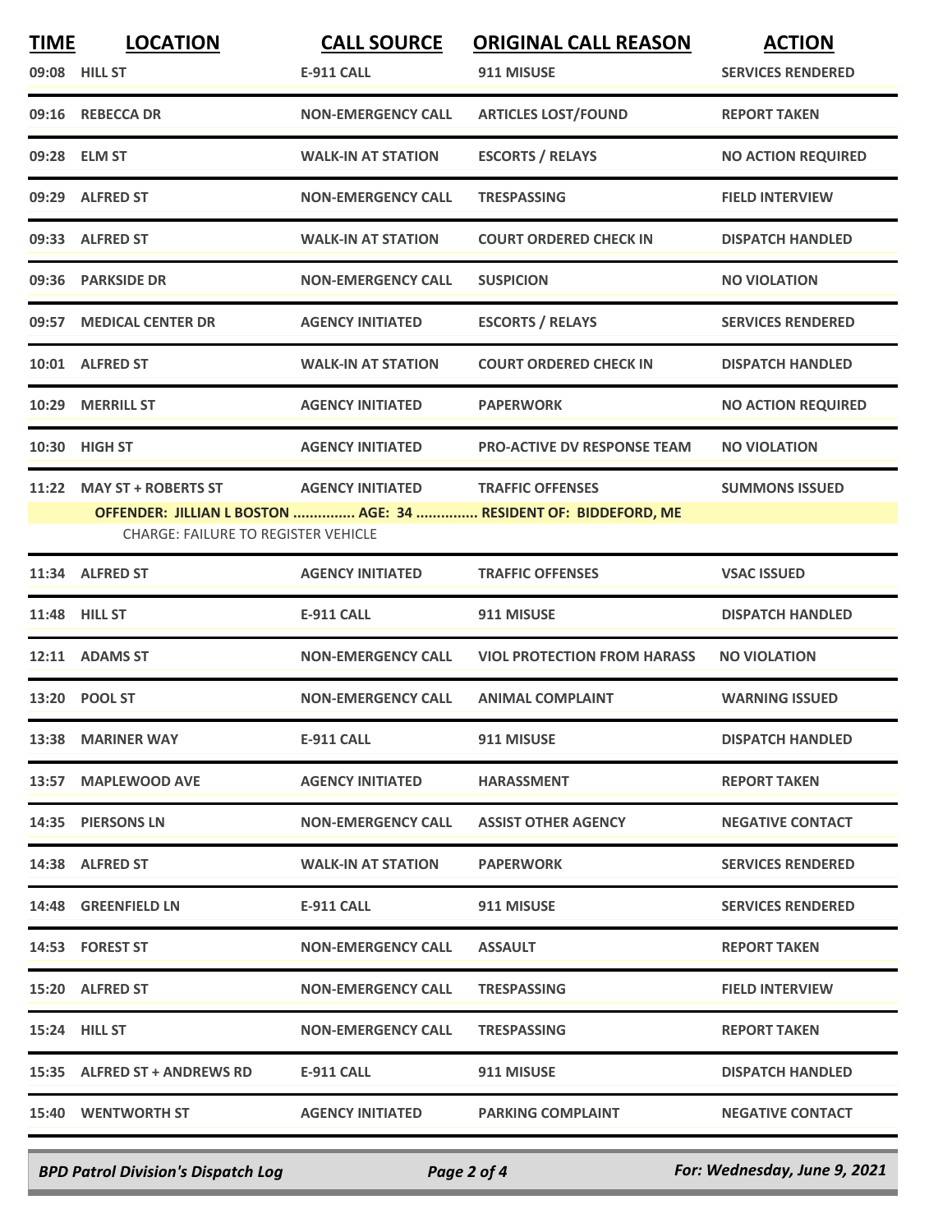| TIME | LOCATION | CALL SOURCE | ORIGINAL CALL REASON | ACTION |
|---|---|---|---|---|
| 09:08 | HILL ST | E-911 CALL | 911 MISUSE | SERVICES RENDERED |
| 09:16 | REBECCA DR | NON-EMERGENCY CALL | ARTICLES LOST/FOUND | REPORT TAKEN |
| 09:28 | ELM ST | WALK-IN AT STATION | ESCORTS / RELAYS | NO ACTION REQUIRED |
| 09:29 | ALFRED ST | NON-EMERGENCY CALL | TRESPASSING | FIELD INTERVIEW |
| 09:33 | ALFRED ST | WALK-IN AT STATION | COURT ORDERED CHECK IN | DISPATCH HANDLED |
| 09:36 | PARKSIDE DR | NON-EMERGENCY CALL | SUSPICION | NO VIOLATION |
| 09:57 | MEDICAL CENTER DR | AGENCY INITIATED | ESCORTS / RELAYS | SERVICES RENDERED |
| 10:01 | ALFRED ST | WALK-IN AT STATION | COURT ORDERED CHECK IN | DISPATCH HANDLED |
| 10:29 | MERRILL ST | AGENCY INITIATED | PAPERWORK | NO ACTION REQUIRED |
| 10:30 | HIGH ST | AGENCY INITIATED | PRO-ACTIVE DV RESPONSE TEAM | NO VIOLATION |
| 11:22 | MAY ST + ROBERTS ST | AGENCY INITIATED | TRAFFIC OFFENSES | SUMMONS ISSUED |

**OFFENDER: JILLIAN L BOSTON ............... AGE: 34 ............... RESIDENT OF: BIDDEFORD, ME**

CHARGE: FAILURE TO REGISTER VEHICLE

| TIME | LOCATION | CALL SOURCE | ORIGINAL CALL REASON | ACTION |
|---|---|---|---|---|
| 11:34 | ALFRED ST | AGENCY INITIATED | TRAFFIC OFFENSES | VSAC ISSUED |
| 11:48 | HILL ST | E-911 CALL | 911 MISUSE | DISPATCH HANDLED |
| 12:11 | ADAMS ST | NON-EMERGENCY CALL | VIOL PROTECTION FROM HARASS | NO VIOLATION |
| 13:20 | POOL ST | NON-EMERGENCY CALL | ANIMAL COMPLAINT | WARNING ISSUED |
| 13:38 | MARINER WAY | E-911 CALL | 911 MISUSE | DISPATCH HANDLED |
| 13:57 | MAPLEWOOD AVE | AGENCY INITIATED | HARASSMENT | REPORT TAKEN |
| 14:35 | PIERSONS LN | NON-EMERGENCY CALL | ASSIST OTHER AGENCY | NEGATIVE CONTACT |
| 14:38 | ALFRED ST | WALK-IN AT STATION | PAPERWORK | SERVICES RENDERED |
| 14:48 | GREENFIELD LN | E-911 CALL | 911 MISUSE | SERVICES RENDERED |
| 14:53 | FOREST ST | NON-EMERGENCY CALL | ASSAULT | REPORT TAKEN |
| 15:20 | ALFRED ST | NON-EMERGENCY CALL | TRESPASSING | FIELD INTERVIEW |
| 15:24 | HILL ST | NON-EMERGENCY CALL | TRESPASSING | REPORT TAKEN |
| 15:35 | ALFRED ST + ANDREWS RD | E-911 CALL | 911 MISUSE | DISPATCH HANDLED |
| 15:40 | WENTWORTH ST | AGENCY INITIATED | PARKING COMPLAINT | NEGATIVE CONTACT |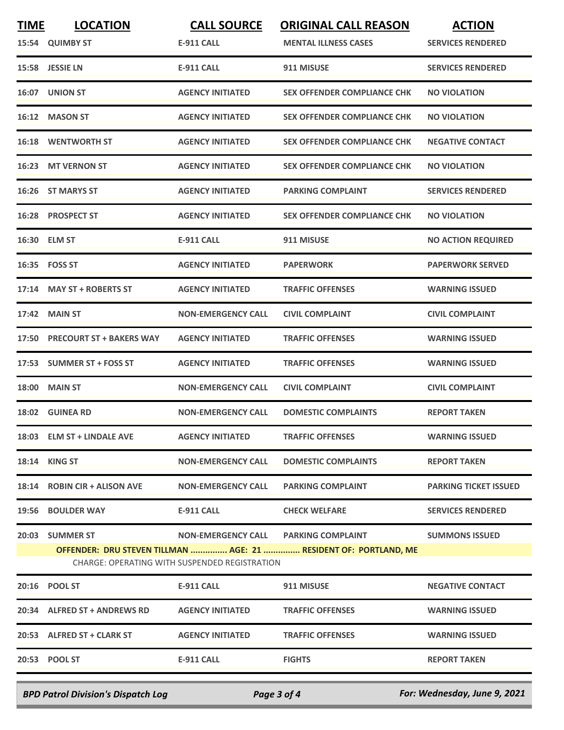| TIME | LOCATION | CALL SOURCE | ORIGINAL CALL REASON | ACTION |
| --- | --- | --- | --- | --- |
| 15:54 | QUIMBY ST | E-911 CALL | MENTAL ILLNESS CASES | SERVICES RENDERED |
| 15:58 | JESSIE LN | E-911 CALL | 911 MISUSE | SERVICES RENDERED |
| 16:07 | UNION ST | AGENCY INITIATED | SEX OFFENDER COMPLIANCE CHK | NO VIOLATION |
| 16:12 | MASON ST | AGENCY INITIATED | SEX OFFENDER COMPLIANCE CHK | NO VIOLATION |
| 16:18 | WENTWORTH ST | AGENCY INITIATED | SEX OFFENDER COMPLIANCE CHK | NEGATIVE CONTACT |
| 16:23 | MT VERNON ST | AGENCY INITIATED | SEX OFFENDER COMPLIANCE CHK | NO VIOLATION |
| 16:26 | ST MARYS ST | AGENCY INITIATED | PARKING COMPLAINT | SERVICES RENDERED |
| 16:28 | PROSPECT ST | AGENCY INITIATED | SEX OFFENDER COMPLIANCE CHK | NO VIOLATION |
| 16:30 | ELM ST | E-911 CALL | 911 MISUSE | NO ACTION REQUIRED |
| 16:35 | FOSS ST | AGENCY INITIATED | PAPERWORK | PAPERWORK SERVED |
| 17:14 | MAY ST + ROBERTS ST | AGENCY INITIATED | TRAFFIC OFFENSES | WARNING ISSUED |
| 17:42 | MAIN ST | NON-EMERGENCY CALL | CIVIL COMPLAINT | CIVIL COMPLAINT |
| 17:50 | PRECOURT ST + BAKERS WAY | AGENCY INITIATED | TRAFFIC OFFENSES | WARNING ISSUED |
| 17:53 | SUMMER ST + FOSS ST | AGENCY INITIATED | TRAFFIC OFFENSES | WARNING ISSUED |
| 18:00 | MAIN ST | NON-EMERGENCY CALL | CIVIL COMPLAINT | CIVIL COMPLAINT |
| 18:02 | GUINEA RD | NON-EMERGENCY CALL | DOMESTIC COMPLAINTS | REPORT TAKEN |
| 18:03 | ELM ST + LINDALE AVE | AGENCY INITIATED | TRAFFIC OFFENSES | WARNING ISSUED |
| 18:14 | KING ST | NON-EMERGENCY CALL | DOMESTIC COMPLAINTS | REPORT TAKEN |
| 18:14 | ROBIN CIR + ALISON AVE | NON-EMERGENCY CALL | PARKING COMPLAINT | PARKING TICKET ISSUED |
| 19:56 | BOULDER WAY | E-911 CALL | CHECK WELFARE | SERVICES RENDERED |
| 20:03 | SUMMER ST | NON-EMERGENCY CALL | PARKING COMPLAINT | SUMMONS ISSUED |
| | OFFENDER: DRU STEVEN TILLMAN ............... AGE: 21 ............... RESIDENT OF: PORTLAND, ME<br>CHARGE: OPERATING WITH SUSPENDED REGISTRATION | | | |
| 20:16 | POOL ST | E-911 CALL | 911 MISUSE | NEGATIVE CONTACT |
| 20:34 | ALFRED ST + ANDREWS RD | AGENCY INITIATED | TRAFFIC OFFENSES | WARNING ISSUED |
| 20:53 | ALFRED ST + CLARK ST | AGENCY INITIATED | TRAFFIC OFFENSES | WARNING ISSUED |
| 20:53 | POOL ST | E-911 CALL | FIGHTS | REPORT TAKEN |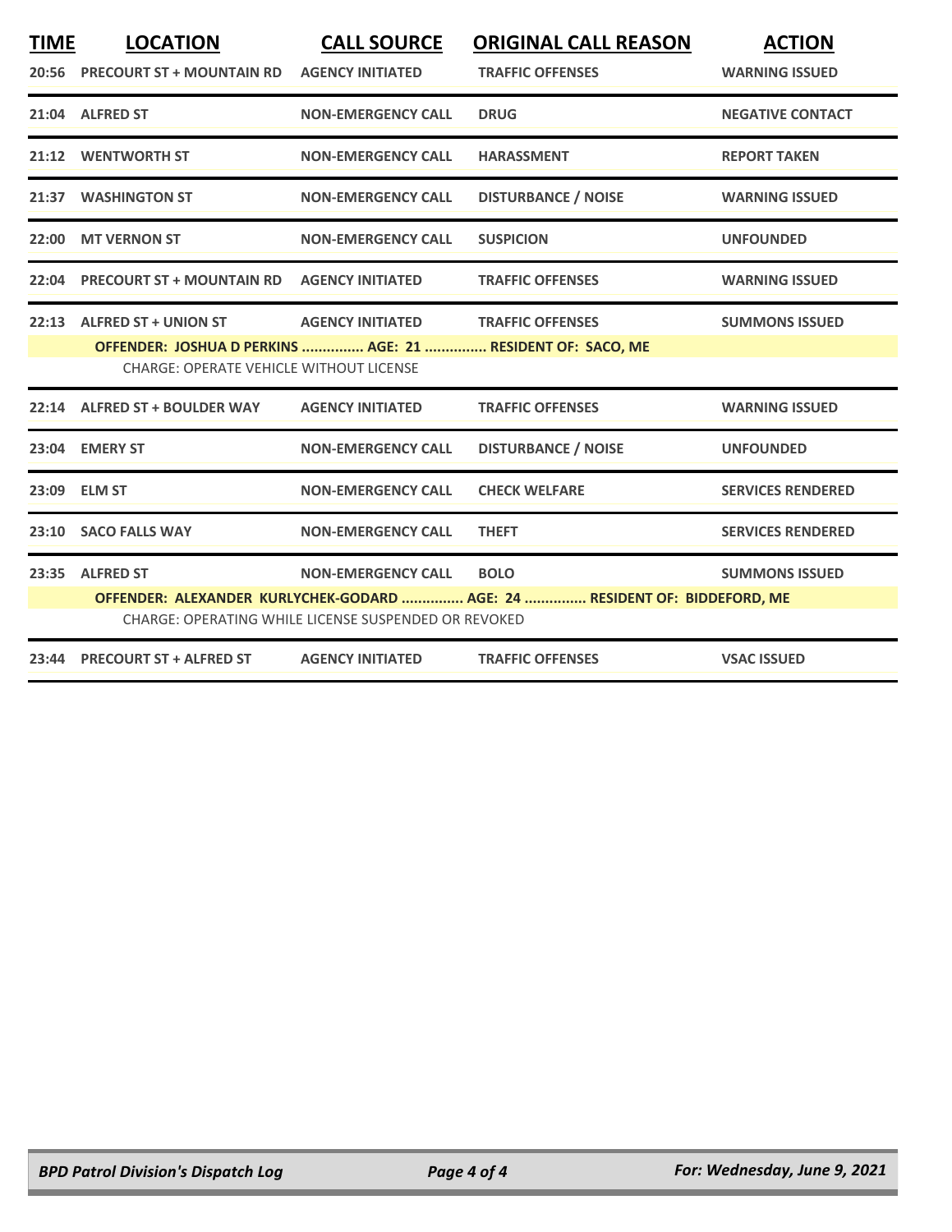| TIME | LOCATION | CALL SOURCE | ORIGINAL CALL REASON | ACTION |
|---|---|---|---|---|
| 20:56 | PRECOURT ST + MOUNTAIN RD | AGENCY INITIATED | TRAFFIC OFFENSES | WARNING ISSUED |
| 21:04 | ALFRED ST | NON-EMERGENCY CALL | DRUG | NEGATIVE CONTACT |
| 21:12 | WENTWORTH ST | NON-EMERGENCY CALL | HARASSMENT | REPORT TAKEN |
| 21:37 | WASHINGTON ST | NON-EMERGENCY CALL | DISTURBANCE / NOISE | WARNING ISSUED |
| 22:00 | MT VERNON ST | NON-EMERGENCY CALL | SUSPICION | UNFOUNDED |
| 22:04 | PRECOURT ST + MOUNTAIN RD | AGENCY INITIATED | TRAFFIC OFFENSES | WARNING ISSUED |
| 22:13 | ALFRED ST + UNION ST | AGENCY INITIATED | TRAFFIC OFFENSES | SUMMONS ISSUED |
| | OFFENDER: JOSHUA D PERKINS ............... AGE: 21 ............... RESIDENT OF: SACO, ME | | | |
| | CHARGE: OPERATE VEHICLE WITHOUT LICENSE | | | |
| 22:14 | ALFRED ST + BOULDER WAY | AGENCY INITIATED | TRAFFIC OFFENSES | WARNING ISSUED |
| 23:04 | EMERY ST | NON-EMERGENCY CALL | DISTURBANCE / NOISE | UNFOUNDED |
| 23:09 | ELM ST | NON-EMERGENCY CALL | CHECK WELFARE | SERVICES RENDERED |
| 23:10 | SACO FALLS WAY | NON-EMERGENCY CALL | THEFT | SERVICES RENDERED |
| 23:35 | ALFRED ST | NON-EMERGENCY CALL | BOLO | SUMMONS ISSUED |
| | OFFENDER: ALEXANDER KURLYCHEK-GODARD ............... AGE: 24 ............... RESIDENT OF: BIDDEFORD, ME | | | |
| | CHARGE: OPERATING WHILE LICENSE SUSPENDED OR REVOKED | | | |
| 23:44 | PRECOURT ST + ALFRED ST | AGENCY INITIATED | TRAFFIC OFFENSES | VSAC ISSUED |